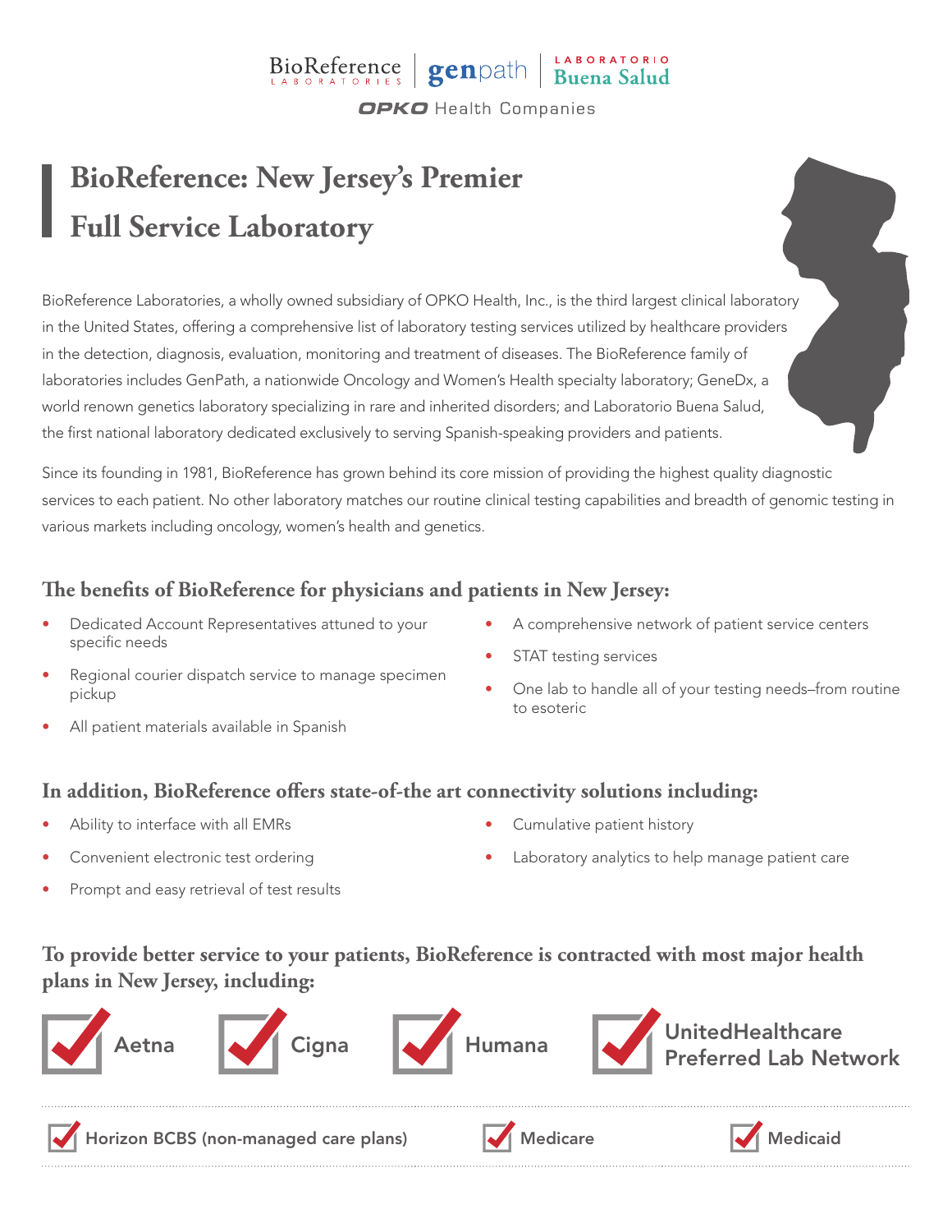BioReference LABORATORIES | genpath | LABORATORIO Buena Salud

OPKO Health Companies

# BioReference: New Jersey's Premier Full Service Laboratory

BioReference Laboratories, a wholly owned subsidiary of OPKO Health, Inc., is the third largest clinical laboratory in the United States, offering a comprehensive list of laboratory testing services utilized by healthcare providers in the detection, diagnosis, evaluation, monitoring and treatment of diseases. The BioReference family of laboratories includes GenPath, a nationwide Oncology and Women's Health specialty laboratory; GeneDx, a world renown genetics laboratory specializing in rare and inherited disorders; and Laboratorio Buena Salud, the first national laboratory dedicated exclusively to serving Spanish-speaking providers and patients.

Since its founding in 1981, BioReference has grown behind its core mission of providing the highest quality diagnostic services to each patient. No other laboratory matches our routine clinical testing capabilities and breadth of genomic testing in various markets including oncology, women's health and genetics.

## The benefits of BioReference for physicians and patients in New Jersey:

- Dedicated Account Representatives attuned to your specific needs
- Regional courier dispatch service to manage specimen pickup
- All patient materials available in Spanish
- A comprehensive network of patient service centers
- STAT testing services
- One lab to handle all of your testing needs–from routine to esoteric

## In addition, BioReference offers state-of-the art connectivity solutions including:

- Ability to interface with all EMRs
- Convenient electronic test ordering
- Prompt and easy retrieval of test results
- Cumulative patient history
- Laboratory analytics to help manage patient care

## To provide better service to your patients, BioReference is contracted with most major health plans in New Jersey, including:

- Aetna
- Cigna
- Humana
- UnitedHealthcare Preferred Lab Network
- Horizon BCBS (non-managed care plans)
- Medicare
- Medicaid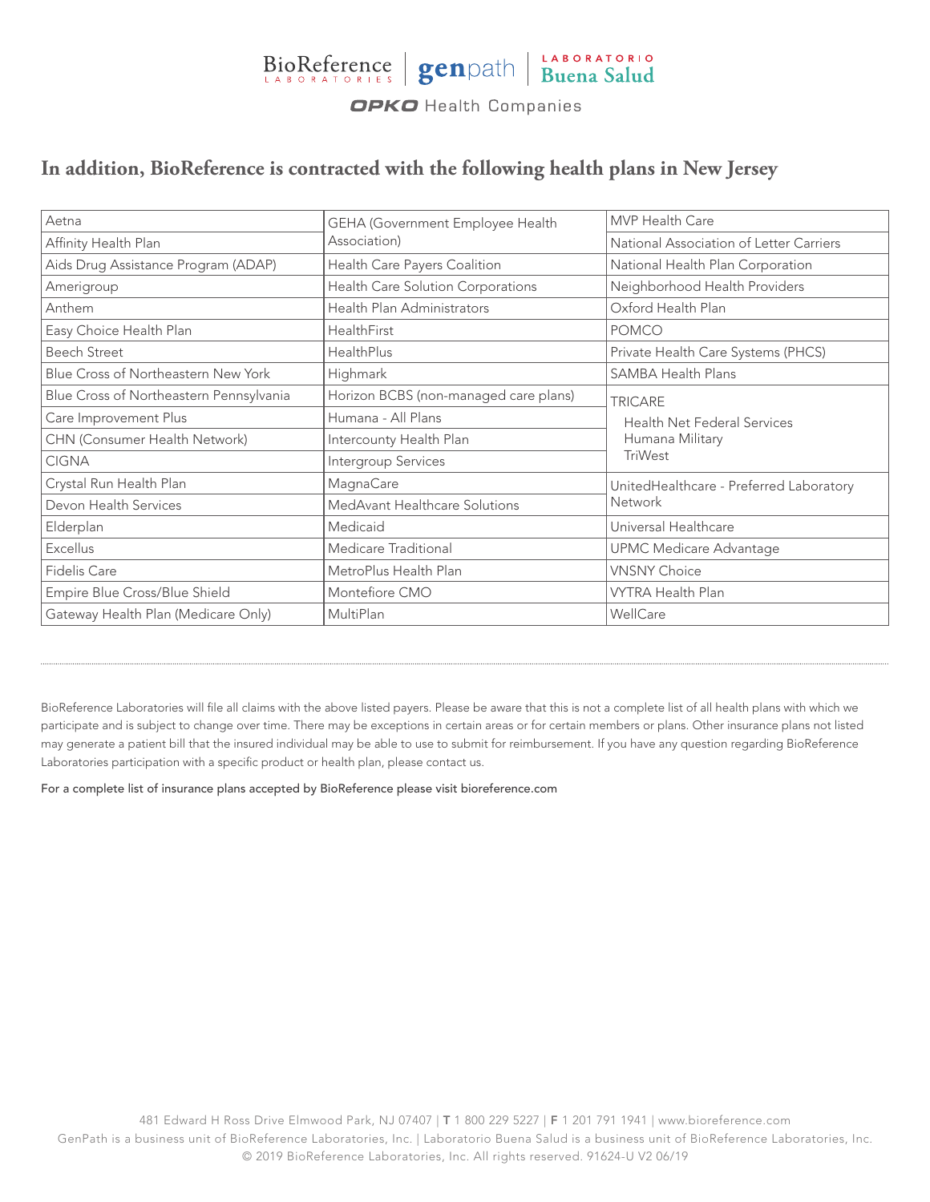BioReference LABORATORIES | genpath | LABORATORIO Buena Salud

OPKO Health Companies

## In addition, BioReference is contracted with the following health plans in New Jersey

| | | |
|---|---|---|
| Aetna | GEHA (Government Employee Health Association) | MVP Health Care |
| Affinity Health Plan | | National Association of Letter Carriers |
| Aids Drug Assistance Program (ADAP) | Health Care Payers Coalition | National Health Plan Corporation |
| Amerigroup | Health Care Solution Corporations | Neighborhood Health Providers |
| Anthem | Health Plan Administrators | Oxford Health Plan |
| Easy Choice Health Plan | HealthFirst | POMCO |
| Beech Street | HealthPlus | Private Health Care Systems (PHCS) |
| Blue Cross of Northeastern New York | Highmark | SAMBA Health Plans |
| Blue Cross of Northeastern Pennsylvania | Horizon BCBS (non-managed care plans) | TRICARE Health Net Federal Services Humana Military TriWest |
| Care Improvement Plus | Humana - All Plans | |
| CHN (Consumer Health Network) | Intercounty Health Plan | |
| CIGNA | Intergroup Services | |
| Crystal Run Health Plan | MagnaCare | UnitedHealthcare - Preferred Laboratory Network |
| Devon Health Services | MedAvant Healthcare Solutions | |
| Elderplan | Medicaid | Universal Healthcare |
| Excellus | Medicare Traditional | UPMC Medicare Advantage |
| Fidelis Care | MetroPlus Health Plan | VNSNY Choice |
| Empire Blue Cross/Blue Shield | Montefiore CMO | VYTRA Health Plan |
| Gateway Health Plan (Medicare Only) | MultiPlan | WellCare |

BioReference Laboratories will file all claims with the above listed payers. Please be aware that this is not a complete list of all health plans with which we participate and is subject to change over time. There may be exceptions in certain areas or for certain members or plans. Other insurance plans not listed may generate a patient bill that the insured individual may be able to use to submit for reimbursement. If you have any question regarding BioReference Laboratories participation with a specific product or health plan, please contact us.

For a complete list of insurance plans accepted by BioReference please visit bioreference.com

481 Edward H Ross Drive Elmwood Park, NJ 07407 | **T** 1 800 229 5227 | **F** 1 201 791 1941 | www.bioreference.com

GenPath is a business unit of BioReference Laboratories, Inc. | Laboratorio Buena Salud is a business unit of BioReference Laboratories, Inc.

© 2019 BioReference Laboratories, Inc. All rights reserved. 91624-U V2 06/19